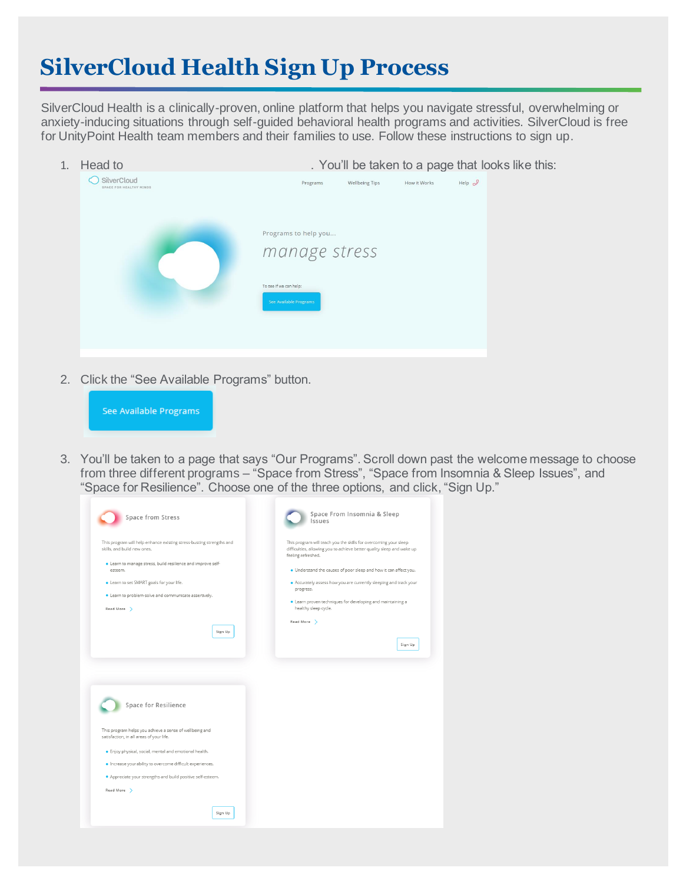# SilverCloud Health Sign Up Process

SilverCloud Health is a clinically-proven, online platform that helps you navigate stressful, overwhelming or anxiety-inducing situations through self-guided behavioral health programs and activities. SilverCloud is free for UnityPoint Health team members and their families to use. Follow these instructions to sign up.

1. Head to . You'll be taken to a page that looks like this:
2. Click the "See Available Programs" button.
3. You'll be taken to a page that says "Our Programs". Scroll down past the welcome message to choose from three different programs – "Space from Stress", "Space from Insomnia & Sleep Issues", and "Space for Resilience". Choose one of the three options, and click, "Sign Up."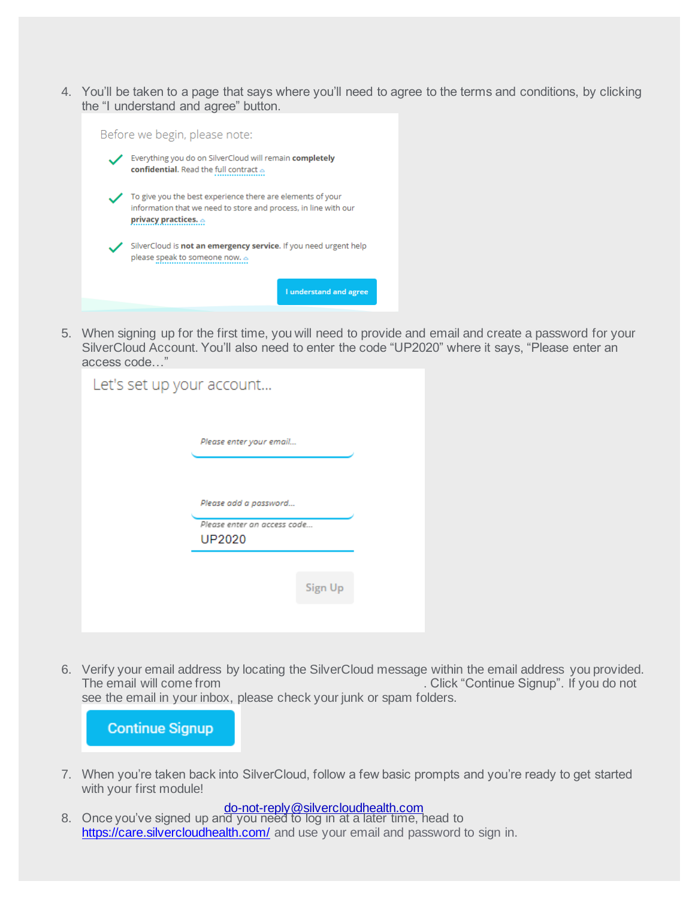4. You'll be taken to a page that says where you'll need to agree to the terms and conditions, by clicking the "I understand and agree" button.

5. When signing up for the first time, you will need to provide and email and create a password for your SilverCloud Account. You'll also need to enter the code "UP2020" where it says, "Please enter an access code…"

6. Verify your email address by locating the SilverCloud message within the email address you provided. The email will come from do-not-reply@silvercloudhealth.com. Click "Continue Signup". If you do not see the email in your inbox, please check your junk or spam folders.

7. When you're taken back into SilverCloud, follow a few basic prompts and you're ready to get started with your first module!

8. Once you've signed up and you need to log in at a later time, head to https://care.silvercloudhealth.com/ and use your email and password to sign in.